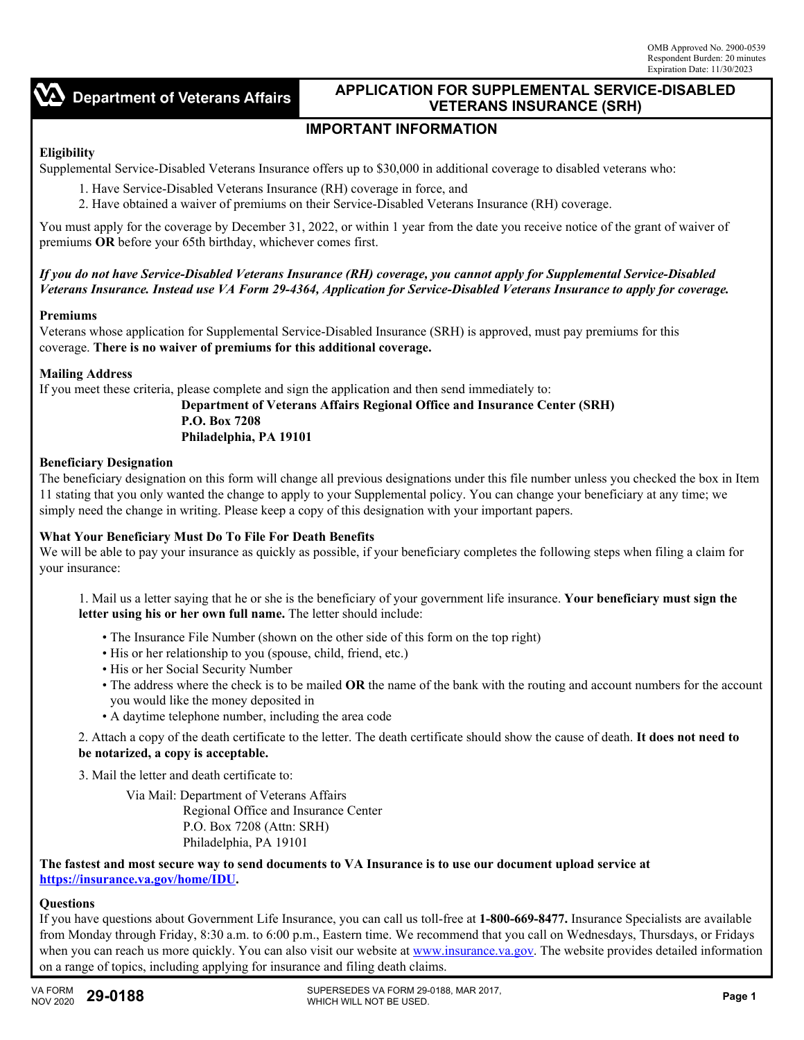OMB Approved No. 2900-0539
Respondent Burden: 20 minutes
Expiration Date: 11/30/2023

Department of Veterans Affairs

# APPLICATION FOR SUPPLEMENTAL SERVICE-DISABLED VETERANS INSURANCE (SRH)

## IMPORTANT INFORMATION

**Eligibility**

Supplemental Service-Disabled Veterans Insurance offers up to $30,000 in additional coverage to disabled veterans who:

1. Have Service-Disabled Veterans Insurance (RH) coverage in force, and
2. Have obtained a waiver of premiums on their Service-Disabled Veterans Insurance (RH) coverage.

You must apply for the coverage by December 31, 2022, or within 1 year from the date you receive notice of the grant of waiver of premiums **OR** before your 65th birthday, whichever comes first.

***If you do not have Service-Disabled Veterans Insurance (RH) coverage, you cannot apply for Supplemental Service-Disabled Veterans Insurance. Instead use VA Form 29-4364, Application for Service-Disabled Veterans Insurance to apply for coverage.***

**Premiums**

Veterans whose application for Supplemental Service-Disabled Insurance (SRH) is approved, must pay premiums for this coverage. **There is no waiver of premiums for this additional coverage.**

**Mailing Address**

If you meet these criteria, please complete and sign the application and then send immediately to:

**Department of Veterans Affairs Regional Office and Insurance Center (SRH)**
**P.O. Box 7208**
**Philadelphia, PA 19101**

**Beneficiary Designation**

The beneficiary designation on this form will change all previous designations under this file number unless you checked the box in Item 11 stating that you only wanted the change to apply to your Supplemental policy. You can change your beneficiary at any time; we simply need the change in writing. Please keep a copy of this designation with your important papers.

**What Your Beneficiary Must Do To File For Death Benefits**

We will be able to pay your insurance as quickly as possible, if your beneficiary completes the following steps when filing a claim for your insurance:

1. Mail us a letter saying that he or she is the beneficiary of your government life insurance. **Your beneficiary must sign the letter using his or her own full name.** The letter should include:
   - The Insurance File Number (shown on the other side of this form on the top right)
   - His or her relationship to you (spouse, child, friend, etc.)
   - His or her Social Security Number
   - The address where the check is to be mailed **OR** the name of the bank with the routing and account numbers for the account you would like the money deposited in
   - A daytime telephone number, including the area code

2. Attach a copy of the death certificate to the letter. The death certificate should show the cause of death. **It does not need to be notarized, a copy is acceptable.**

3. Mail the letter and death certificate to:

   Via Mail: Department of Veterans Affairs
   Regional Office and Insurance Center
   P.O. Box 7208 (Attn: SRH)
   Philadelphia, PA 19101

**The fastest and most secure way to send documents to VA Insurance is to use our document upload service at https://insurance.va.gov/home/IDU.**

**Questions**

If you have questions about Government Life Insurance, you can call us toll-free at **1-800-669-8477.** Insurance Specialists are available from Monday through Friday, 8:30 a.m. to 6:00 p.m., Eastern time. We recommend that you call on Wednesdays, Thursdays, or Fridays when you can reach us more quickly. You can also visit our website at www.insurance.va.gov. The website provides detailed information on a range of topics, including applying for insurance and filing death claims.

VA FORM NOV 2020 **29-0188** — SUPERSEDES VA FORM 29-0188, MAR 2017, WHICH WILL NOT BE USED.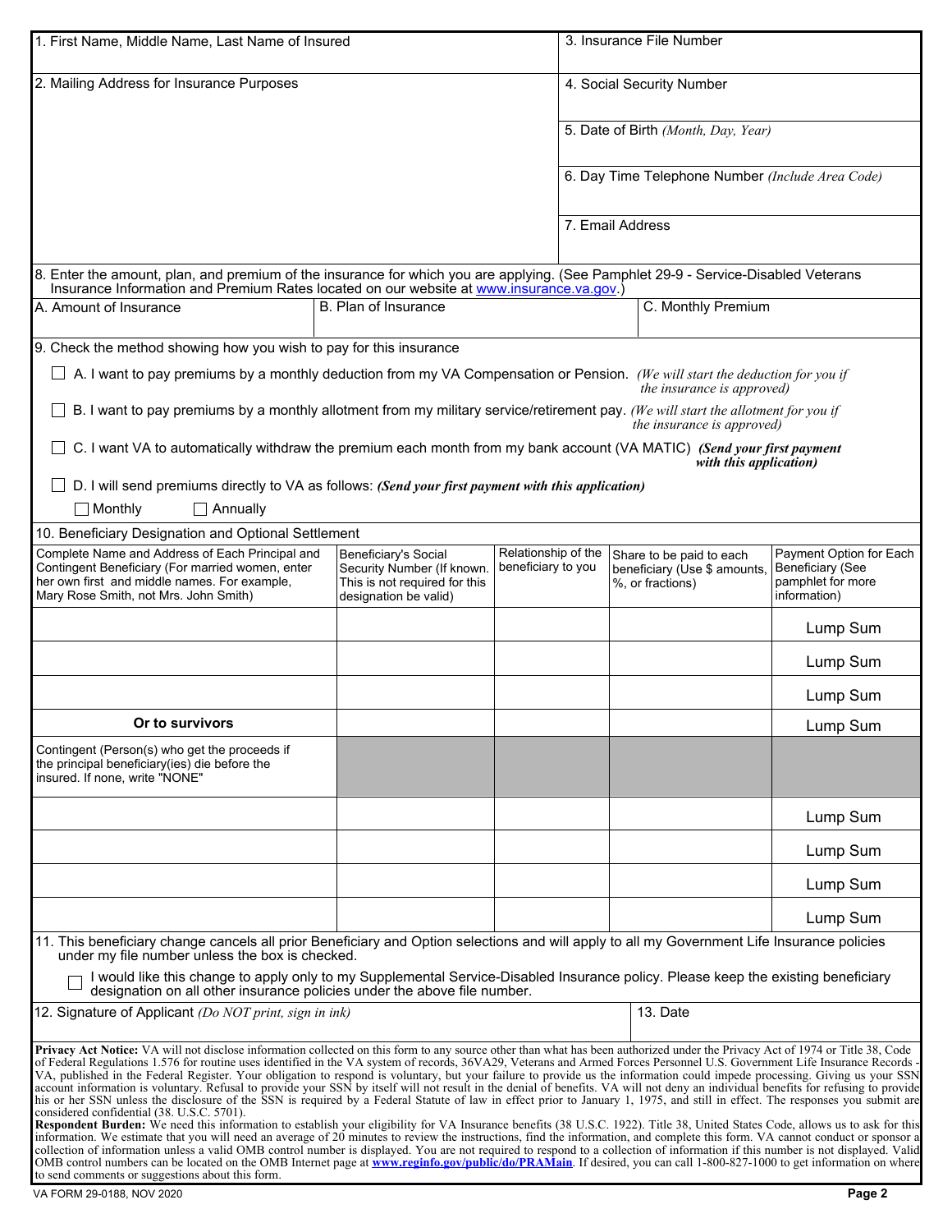| | |
|---|---|
| 1. First Name, Middle Name, Last Name of Insured | 3. Insurance File Number |
| 2. Mailing Address for Insurance Purposes | 4. Social Security Number |
| | 5. Date of Birth *(Month, Day, Year)* |
| | 6. Day Time Telephone Number *(Include Area Code)* |
| | 7. Email Address |

8. Enter the amount, plan, and premium of the insurance for which you are applying. (See Pamphlet 29-9 - Service-Disabled Veterans Insurance Information and Premium Rates located on our website at www.insurance.va.gov.)

| A. Amount of Insurance | B. Plan of Insurance | C. Monthly Premium |
|---|---|---|
| | | |

9. Check the method showing how you wish to pay for this insurance

- ☐ A. I want to pay premiums by a monthly deduction from my VA Compensation or Pension. *(We will start the deduction for you if the insurance is approved)*
- ☐ B. I want to pay premiums by a monthly allotment from my military service/retirement pay. *(We will start the allotment for you if the insurance is approved)*
- ☐ C. I want VA to automatically withdraw the premium each month from my bank account (VA MATIC) ***(Send your first payment with this application)***
- ☐ D. I will send premiums directly to VA as follows: ***(Send your first payment with this application)***
  - ☐ Monthly ☐ Annually

10. Beneficiary Designation and Optional Settlement

| Complete Name and Address of Each Principal and Contingent Beneficiary (For married women, enter her own first and middle names. For example, Mary Rose Smith, not Mrs. John Smith) | Beneficiary's Social Security Number (If known. This is not required for this designation be valid) | Relationship of the beneficiary to you | Share to be paid to each beneficiary (Use $ amounts, %, or fractions) | Payment Option for Each Beneficiary (See pamphlet for more information) |
|---|---|---|---|---|
| | | | | Lump Sum |
| | | | | Lump Sum |
| | | | | Lump Sum |
| **Or to survivors** | | | | Lump Sum |
| Contingent (Person(s) who get the proceeds if the principal beneficiary(ies) die before the insured. If none, write "NONE" | | | | |
| | | | | Lump Sum |
| | | | | Lump Sum |
| | | | | Lump Sum |
| | | | | Lump Sum |

11. This beneficiary change cancels all prior Beneficiary and Option selections and will apply to all my Government Life Insurance policies under my file number unless the box is checked.

☐ I would like this change to apply only to my Supplemental Service-Disabled Insurance policy. Please keep the existing beneficiary designation on all other insurance policies under the above file number.

| 12. Signature of Applicant *(Do NOT print, sign in ink)* | 13. Date |
|---|---|
| | |

**Privacy Act Notice:** VA will not disclose information collected on this form to any source other than what has been authorized under the Privacy Act of 1974 or Title 38, Code of Federal Regulations 1.576 for routine uses identified in the VA system of records, 36VA29, Veterans and Armed Forces Personnel U.S. Government Life Insurance Records - VA, published in the Federal Register. Your obligation to respond is voluntary, but your failure to provide us the information could impede processing. Giving us your SSN account information is voluntary. Refusal to provide your SSN by itself will not result in the denial of benefits. VA will not deny an individual benefits for refusing to provide his or her SSN unless the disclosure of the SSN is required by a Federal Statute of law in effect prior to January 1, 1975, and still in effect. The responses you submit are considered confidential (38. U.S.C. 5701).

**Respondent Burden:** We need this information to establish your eligibility for VA Insurance benefits (38 U.S.C. 1922). Title 38, United States Code, allows us to ask for this information. We estimate that you will need an average of 20 minutes to review the instructions, find the information, and complete this form. VA cannot conduct or sponsor a collection of information unless a valid OMB control number is displayed. You are not required to respond to a collection of information if this number is not displayed. Valid OMB control numbers can be located on the OMB Internet page at **www.reginfo.gov/public/do/PRAMain**. If desired, you can call 1-800-827-1000 to get information on where to send comments or suggestions about this form.

VA FORM 29-0188, NOV 2020